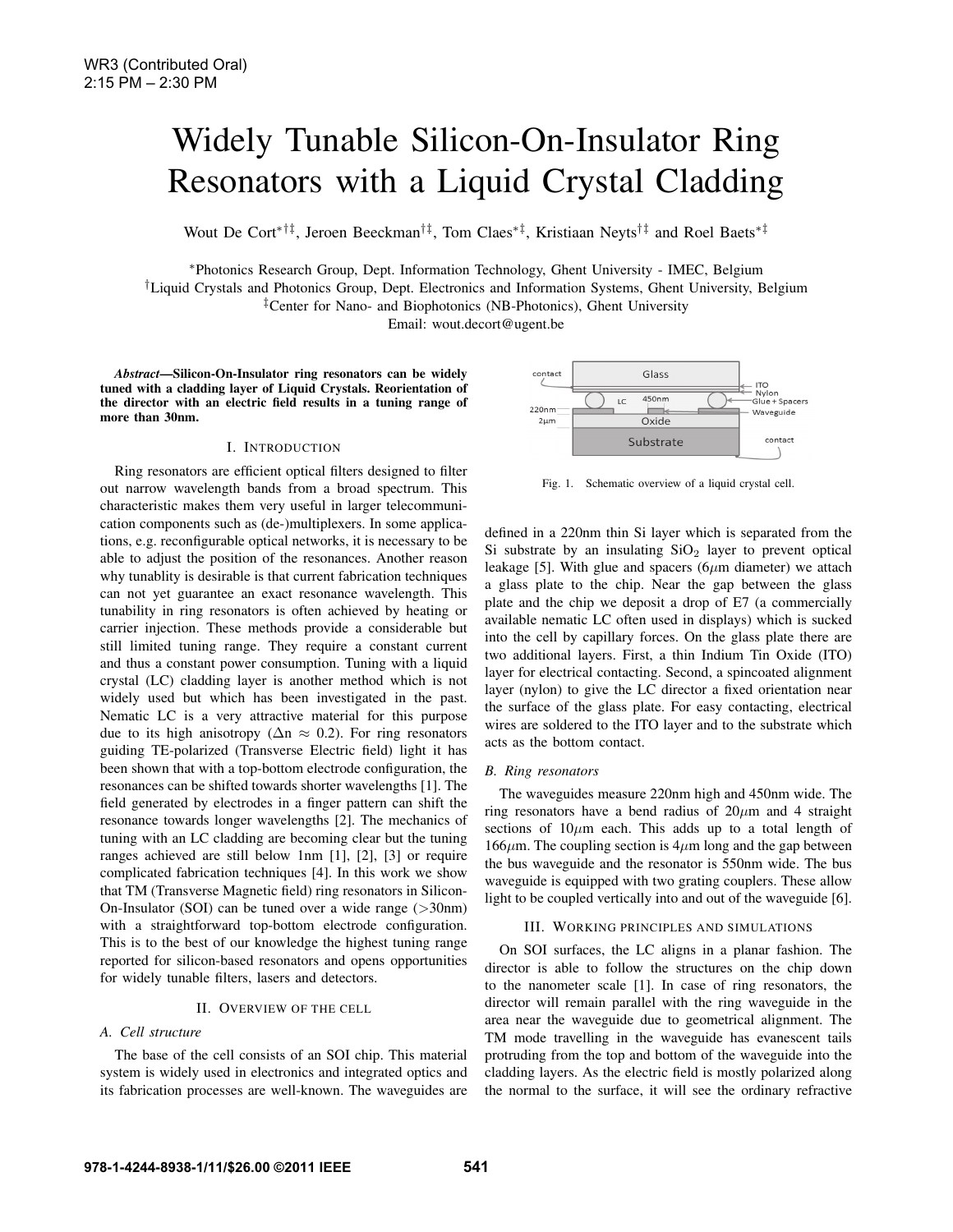WR3 (Contributed Oral)
2:15 PM – 2:30 PM

# Widely Tunable Silicon-On-Insulator Ring Resonators with a Liquid Crystal Cladding

Wout De Cort[*†‡], Jeroen Beeckman[†‡], Tom Claes[*‡], Kristiaan Neyts[†‡] and Roel Baets[*‡]

[*]Photonics Research Group, Dept. Information Technology, Ghent University - IMEC, Belgium
[†]Liquid Crystals and Photonics Group, Dept. Electronics and Information Systems, Ghent University, Belgium
[‡]Center for Nano- and Biophotonics (NB-Photonics), Ghent University
Email: wout.decort@ugent.be

***Abstract*—Silicon-On-Insulator ring resonators can be widely tuned with a cladding layer of Liquid Crystals. Reorientation of the director with an electric field results in a tuning range of more than 30nm.**

## I. Introduction

Ring resonators are efficient optical filters designed to filter out narrow wavelength bands from a broad spectrum. This characteristic makes them very useful in larger telecommunication components such as (de-)multiplexers. In some applications, e.g. reconfigurable optical networks, it is necessary to be able to adjust the position of the resonances. Another reason why tunablity is desirable is that current fabrication techniques can not yet guarantee an exact resonance wavelength. This tunability in ring resonators is often achieved by heating or carrier injection. These methods provide a considerable but still limited tuning range. They require a constant current and thus a constant power consumption. Tuning with a liquid crystal (LC) cladding layer is another method which is not widely used but which has been investigated in the past. Nematic LC is a very attractive material for this purpose due to its high anisotropy ($\Delta n \approx 0.2$). For ring resonators guiding TE-polarized (Transverse Electric field) light it has been shown that with a top-bottom electrode configuration, the resonances can be shifted towards shorter wavelengths [1]. The field generated by electrodes in a finger pattern can shift the resonance towards longer wavelengths [2]. The mechanics of tuning with an LC cladding are becoming clear but the tuning ranges achieved are still below 1nm [1], [2], [3] or require complicated fabrication techniques [4]. In this work we show that TM (Transverse Magnetic field) ring resonators in Silicon-On-Insulator (SOI) can be tuned over a wide range (>30nm) with a straightforward top-bottom electrode configuration. This is to the best of our knowledge the highest tuning range reported for silicon-based resonators and opens opportunities for widely tunable filters, lasers and detectors.

## II. Overview of the cell

### *A. Cell structure*

The base of the cell consists of an SOI chip. This material system is widely used in electronics and integrated optics and its fabrication processes are well-known. The waveguides are defined in a 220nm thin Si layer which is separated from the Si substrate by an insulating $SiO_2$ layer to prevent optical leakage [5]. With glue and spacers (6$\mu$m diameter) we attach a glass plate to the chip. Near the gap between the glass plate and the chip we deposit a drop of E7 (a commercially available nematic LC often used in displays) which is sucked into the cell by capillary forces. On the glass plate there are two additional layers. First, a thin Indium Tin Oxide (ITO) layer for electrical contacting. Second, a spincoated alignment layer (nylon) to give the LC director a fixed orientation near the surface of the glass plate. For easy contacting, electrical wires are soldered to the ITO layer and to the substrate which acts as the bottom contact.

Fig. 1. Schematic overview of a liquid crystal cell.

### *B. Ring resonators*

The waveguides measure 220nm high and 450nm wide. The ring resonators have a bend radius of 20$\mu$m and 4 straight sections of 10$\mu$m each. This adds up to a total length of 166$\mu$m. The coupling section is 4$\mu$m long and the gap between the bus waveguide and the resonator is 550nm wide. The bus waveguide is equipped with two grating couplers. These allow light to be coupled vertically into and out of the waveguide [6].

## III. Working principles and simulations

On SOI surfaces, the LC aligns in a planar fashion. The director is able to follow the structures on the chip down to the nanometer scale [1]. In case of ring resonators, the director will remain parallel with the ring waveguide in the area near the waveguide due to geometrical alignment. The TM mode travelling in the waveguide has evanescent tails protruding from the top and bottom of the waveguide into the cladding layers. As the electric field is mostly polarized along the normal to the surface, it will see the ordinary refractive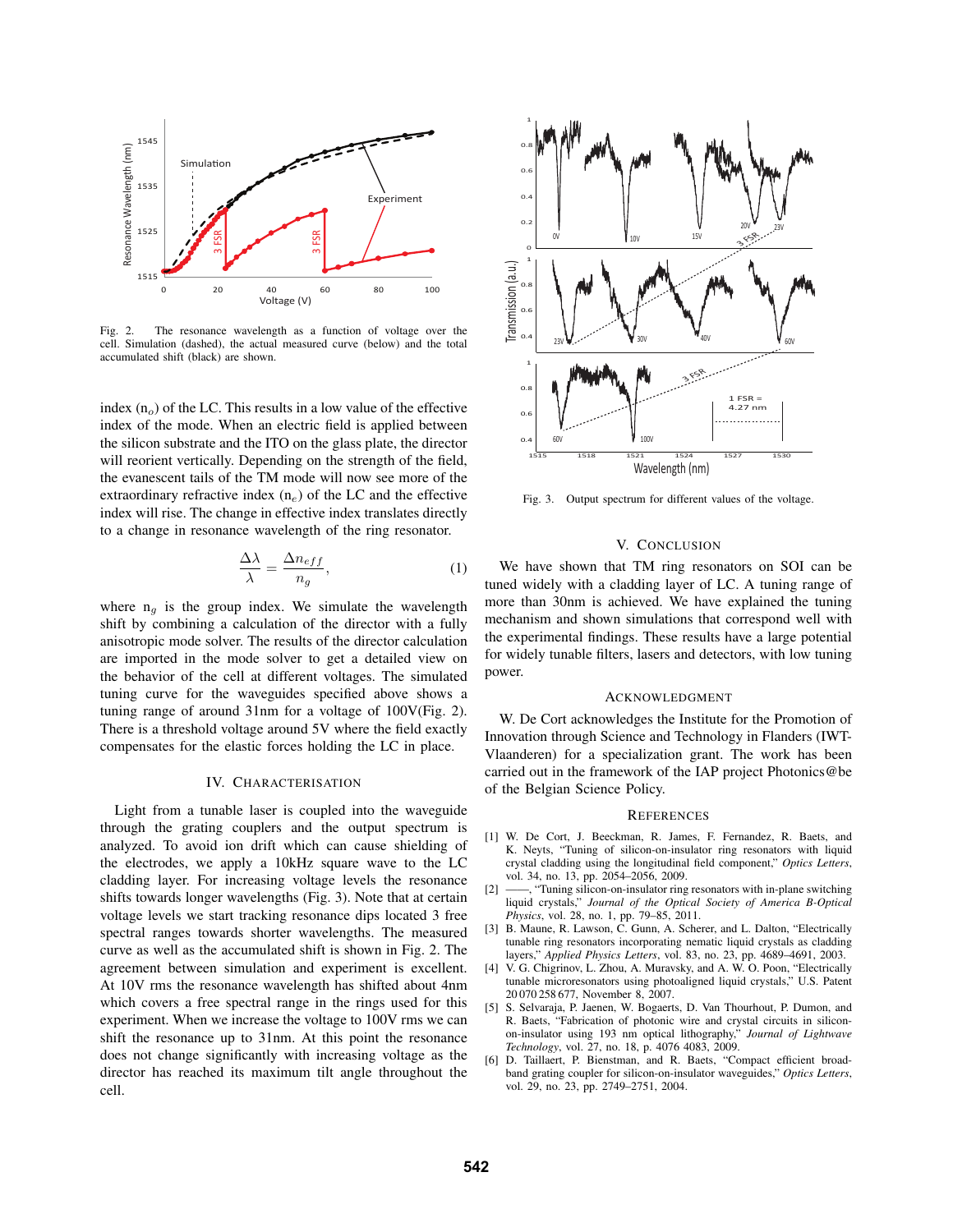Resonance Wavelength (nm)

1545

1535

1525

1515

0 20 40 60 80 100

Voltage (V)

Simulation

Experiment

3 FSR

3 FSR

Fig. 2. The resonance wavelength as a function of voltage over the cell. Simulation (dashed), the actual measured curve (below) and the total accumulated shift (black) are shown.

Transmission (a.u.)

0V 10V 15V 20V 23V

3 FSR

23V 30V 40V 60V

3 FSR

60V 100V

1 FSR = 4.27 nm

1515 1518 1521 1524 1527 1530

Wavelength (nm)

Fig. 3. Output spectrum for different values of the voltage.

index ($n_o$) of the LC. This results in a low value of the effective index of the mode. When an electric field is applied between the silicon substrate and the ITO on the glass plate, the director will reorient vertically. Depending on the strength of the field, the evanescent tails of the TM mode will now see more of the extraordinary refractive index ($n_e$) of the LC and the effective index will rise. The change in effective index translates directly to a change in resonance wavelength of the ring resonator.

$$\frac{\Delta\lambda}{\lambda} = \frac{\Delta n_{eff}}{n_g}, \tag{1}$$

where $n_g$ is the group index. We simulate the wavelength shift by combining a calculation of the director with a fully anisotropic mode solver. The results of the director calculation are imported in the mode solver to get a detailed view on the behavior of the cell at different voltages. The simulated tuning curve for the waveguides specified above shows a tuning range of around 31nm for a voltage of 100V(Fig. 2). There is a threshold voltage around 5V where the field exactly compensates for the elastic forces holding the LC in place.

## IV. Characterisation

Light from a tunable laser is coupled into the waveguide through the grating couplers and the output spectrum is analyzed. To avoid ion drift which can cause shielding of the electrodes, we apply a 10kHz square wave to the LC cladding layer. For increasing voltage levels the resonance shifts towards longer wavelengths (Fig. 3). Note that at certain voltage levels we start tracking resonance dips located 3 free spectral ranges towards shorter wavelengths. The measured curve as well as the accumulated shift is shown in Fig. 2. The agreement between simulation and experiment is excellent. At 10V rms the resonance wavelength has shifted about 4nm which covers a free spectral range in the rings used for this experiment. When we increase the voltage to 100V rms we can shift the resonance up to 31nm. At this point the resonance does not change significantly with increasing voltage as the director has reached its maximum tilt angle throughout the cell.

## V. Conclusion

We have shown that TM ring resonators on SOI can be tuned widely with a cladding layer of LC. A tuning range of more than 30nm is achieved. We have explained the tuning mechanism and shown simulations that correspond well with the experimental findings. These results have a large potential for widely tunable filters, lasers and detectors, with low tuning power.

## Acknowledgment

W. De Cort acknowledges the Institute for the Promotion of Innovation through Science and Technology in Flanders (IWT-Vlaanderen) for a specialization grant. The work has been carried out in the framework of the IAP project Photonics@be of the Belgian Science Policy.

## References

[1] W. De Cort, J. Beeckman, R. James, F. Fernandez, R. Baets, and K. Neyts, "Tuning of silicon-on-insulator ring resonators with liquid crystal cladding using the longitudinal field component," *Optics Letters*, vol. 34, no. 13, pp. 2054–2056, 2009.

[2] ——, "Tuning silicon-on-insulator ring resonators with in-plane switching liquid crystals," *Journal of the Optical Society of America B-Optical Physics*, vol. 28, no. 1, pp. 79–85, 2011.

[3] B. Maune, R. Lawson, C. Gunn, A. Scherer, and L. Dalton, "Electrically tunable ring resonators incorporating nematic liquid crystals as cladding layers," *Applied Physics Letters*, vol. 83, no. 23, pp. 4689–4691, 2003.

[4] V. G. Chigrinov, L. Zhou, A. Muravsky, and A. W. O. Poon, "Electrically tunable microresonators using photoaligned liquid crystals," U.S. Patent 20 070 258 677, November 8, 2007.

[5] S. Selvaraja, P. Jaenen, W. Bogaerts, D. Van Thourhout, P. Dumon, and R. Baets, "Fabrication of photonic wire and crystal circuits in silicon-on-insulator using 193 nm optical lithography," *Journal of Lightwave Technology*, vol. 27, no. 18, p. 4076 4083, 2009.

[6] D. Taillaert, P. Bienstman, and R. Baets, "Compact efficient broadband grating coupler for silicon-on-insulator waveguides," *Optics Letters*, vol. 29, no. 23, pp. 2749–2751, 2004.